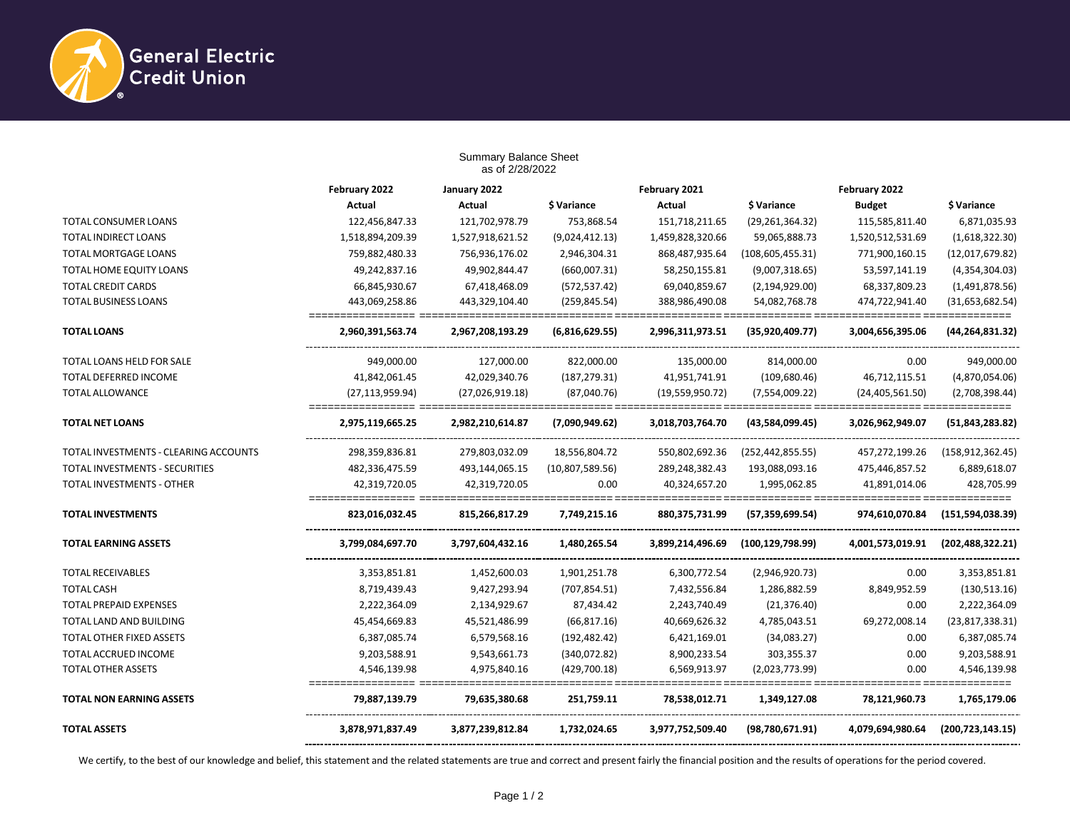General Electric Credit Union

## Summary Balance Sheet
as of 2/28/2022

| | February 2022 | January 2022 | | February 2021 | | February 2022 | |
|---|---|---|---|---|---|---|---|
| | **Actual** | **Actual** | **$ Variance** | **Actual** | **$ Variance** | **Budget** | **$ Variance** |
| TOTAL CONSUMER LOANS | 122,456,847.33 | 121,702,978.79 | 753,868.54 | 151,718,211.65 | (29,261,364.32) | 115,585,811.40 | 6,871,035.93 |
| TOTAL INDIRECT LOANS | 1,518,894,209.39 | 1,527,918,621.52 | (9,024,412.13) | 1,459,828,320.66 | 59,065,888.73 | 1,520,512,531.69 | (1,618,322.30) |
| TOTAL MORTGAGE LOANS | 759,882,480.33 | 756,936,176.02 | 2,946,304.31 | 868,487,935.64 | (108,605,455.31) | 771,900,160.15 | (12,017,679.82) |
| TOTAL HOME EQUITY LOANS | 49,242,837.16 | 49,902,844.47 | (660,007.31) | 58,250,155.81 | (9,007,318.65) | 53,597,141.19 | (4,354,304.03) |
| TOTAL CREDIT CARDS | 66,845,930.67 | 67,418,468.09 | (572,537.42) | 69,040,859.67 | (2,194,929.00) | 68,337,809.23 | (1,491,878.56) |
| TOTAL BUSINESS LOANS | 443,069,258.86 | 443,329,104.40 | (259,845.54) | 388,986,490.08 | 54,082,768.78 | 474,722,941.40 | (31,653,682.54) |
| **TOTAL LOANS** | **2,960,391,563.74** | **2,967,208,193.29** | **(6,816,629.55)** | **2,996,311,973.51** | **(35,920,409.77)** | **3,004,656,395.06** | **(44,264,831.32)** |
| TOTAL LOANS HELD FOR SALE | 949,000.00 | 127,000.00 | 822,000.00 | 135,000.00 | 814,000.00 | 0.00 | 949,000.00 |
| TOTAL DEFERRED INCOME | 41,842,061.45 | 42,029,340.76 | (187,279.31) | 41,951,741.91 | (109,680.46) | 46,712,115.51 | (4,870,054.06) |
| TOTAL ALLOWANCE | (27,113,959.94) | (27,026,919.18) | (87,040.76) | (19,559,950.72) | (7,554,009.22) | (24,405,561.50) | (2,708,398.44) |
| **TOTAL NET LOANS** | **2,975,119,665.25** | **2,982,210,614.87** | **(7,090,949.62)** | **3,018,703,764.70** | **(43,584,099.45)** | **3,026,962,949.07** | **(51,843,283.82)** |
| TOTAL INVESTMENTS - CLEARING ACCOUNTS | 298,359,836.81 | 279,803,032.09 | 18,556,804.72 | 550,802,692.36 | (252,442,855.55) | 457,272,199.26 | (158,912,362.45) |
| TOTAL INVESTMENTS - SECURITIES | 482,336,475.59 | 493,144,065.15 | (10,807,589.56) | 289,248,382.43 | 193,088,093.16 | 475,446,857.52 | 6,889,618.07 |
| TOTAL INVESTMENTS - OTHER | 42,319,720.05 | 42,319,720.05 | 0.00 | 40,324,657.20 | 1,995,062.85 | 41,891,014.06 | 428,705.99 |
| **TOTAL INVESTMENTS** | **823,016,032.45** | **815,266,817.29** | **7,749,215.16** | **880,375,731.99** | **(57,359,699.54)** | **974,610,070.84** | **(151,594,038.39)** |
| **TOTAL EARNING ASSETS** | **3,799,084,697.70** | **3,797,604,432.16** | **1,480,265.54** | **3,899,214,496.69** | **(100,129,798.99)** | **4,001,573,019.91** | **(202,488,322.21)** |
| TOTAL RECEIVABLES | 3,353,851.81 | 1,452,600.03 | 1,901,251.78 | 6,300,772.54 | (2,946,920.73) | 0.00 | 3,353,851.81 |
| TOTAL CASH | 8,719,439.43 | 9,427,293.94 | (707,854.51) | 7,432,556.84 | 1,286,882.59 | 8,849,952.59 | (130,513.16) |
| TOTAL PREPAID EXPENSES | 2,222,364.09 | 2,134,929.67 | 87,434.42 | 2,243,740.49 | (21,376.40) | 0.00 | 2,222,364.09 |
| TOTAL LAND AND BUILDING | 45,454,669.83 | 45,521,486.99 | (66,817.16) | 40,669,626.32 | 4,785,043.51 | 69,272,008.14 | (23,817,338.31) |
| TOTAL OTHER FIXED ASSETS | 6,387,085.74 | 6,579,568.16 | (192,482.42) | 6,421,169.01 | (34,083.27) | 0.00 | 6,387,085.74 |
| TOTAL ACCRUED INCOME | 9,203,588.91 | 9,543,661.73 | (340,072.82) | 8,900,233.54 | 303,355.37 | 0.00 | 9,203,588.91 |
| TOTAL OTHER ASSETS | 4,546,139.98 | 4,975,840.16 | (429,700.18) | 6,569,913.97 | (2,023,773.99) | 0.00 | 4,546,139.98 |
| **TOTAL NON EARNING ASSETS** | **79,887,139.79** | **79,635,380.68** | **251,759.11** | **78,538,012.71** | **1,349,127.08** | **78,121,960.73** | **1,765,179.06** |
| **TOTAL ASSETS** | **3,878,971,837.49** | **3,877,239,812.84** | **1,732,024.65** | **3,977,752,509.40** | **(98,780,671.91)** | **4,079,694,980.64** | **(200,723,143.15)** |

We certify, to the best of our knowledge and belief, this statement and the related statements are true and correct and present fairly the financial position and the results of operations for the period covered.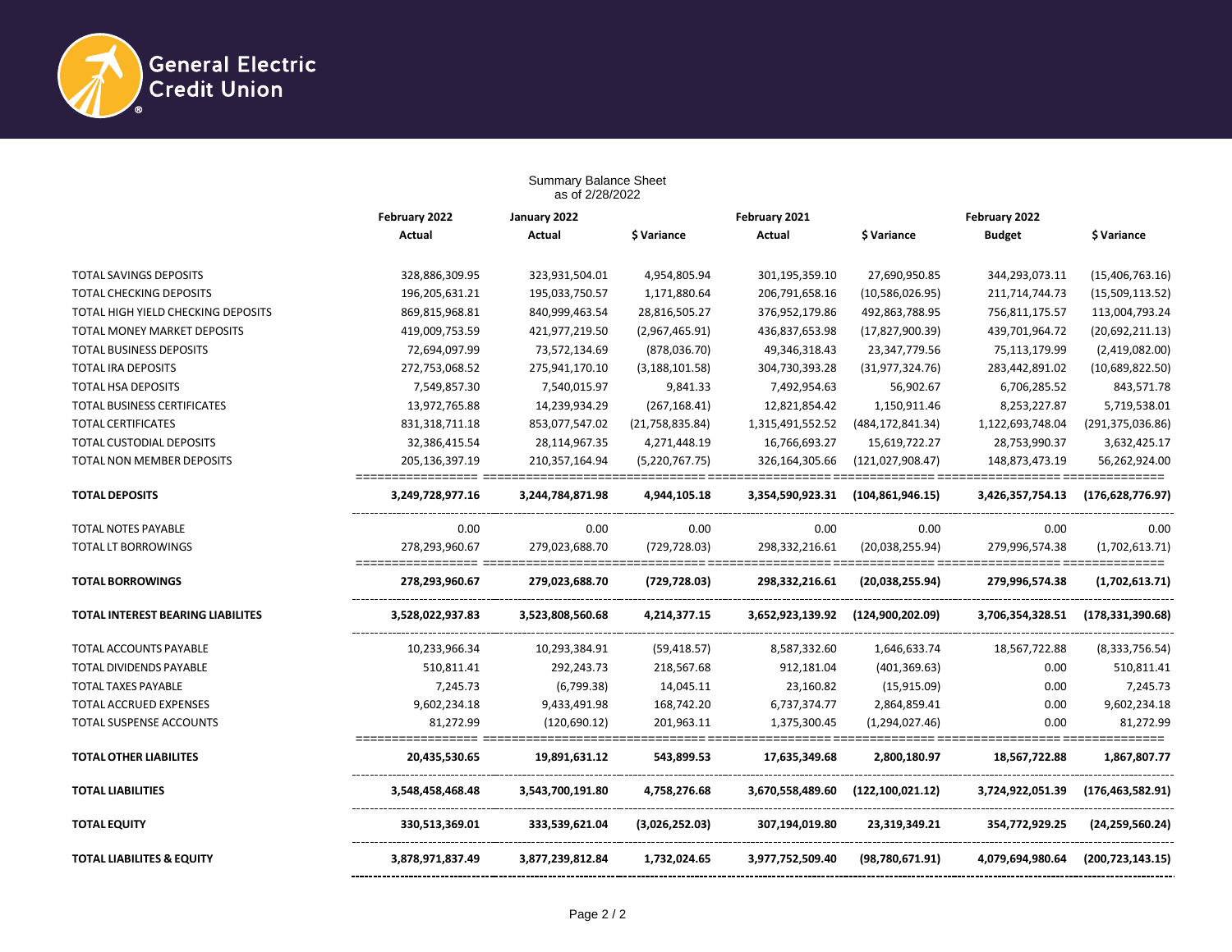General Electric Credit Union

Summary Balance Sheet
as of 2/28/2022

| | February 2022 Actual | January 2022 Actual | $ Variance | February 2021 Actual | $ Variance | February 2022 Budget | $ Variance |
|---|---|---|---|---|---|---|---|
| TOTAL SAVINGS DEPOSITS | 328,886,309.95 | 323,931,504.01 | 4,954,805.94 | 301,195,359.10 | 27,690,950.85 | 344,293,073.11 | (15,406,763.16) |
| TOTAL CHECKING DEPOSITS | 196,205,631.21 | 195,033,750.57 | 1,171,880.64 | 206,791,658.16 | (10,586,026.95) | 211,714,744.73 | (15,509,113.52) |
| TOTAL HIGH YIELD CHECKING DEPOSITS | 869,815,968.81 | 840,999,463.54 | 28,816,505.27 | 376,952,179.86 | 492,863,788.95 | 756,811,175.57 | 113,004,793.24 |
| TOTAL MONEY MARKET DEPOSITS | 419,009,753.59 | 421,977,219.50 | (2,967,465.91) | 436,837,653.98 | (17,827,900.39) | 439,701,964.72 | (20,692,211.13) |
| TOTAL BUSINESS DEPOSITS | 72,694,097.99 | 73,572,134.69 | (878,036.70) | 49,346,318.43 | 23,347,779.56 | 75,113,179.99 | (2,419,082.00) |
| TOTAL IRA DEPOSITS | 272,753,068.52 | 275,941,170.10 | (3,188,101.58) | 304,730,393.28 | (31,977,324.76) | 283,442,891.02 | (10,689,822.50) |
| TOTAL HSA DEPOSITS | 7,549,857.30 | 7,540,015.97 | 9,841.33 | 7,492,954.63 | 56,902.67 | 6,706,285.52 | 843,571.78 |
| TOTAL BUSINESS CERTIFICATES | 13,972,765.88 | 14,239,934.29 | (267,168.41) | 12,821,854.42 | 1,150,911.46 | 8,253,227.87 | 5,719,538.01 |
| TOTAL CERTIFICATES | 831,318,711.18 | 853,077,547.02 | (21,758,835.84) | 1,315,491,552.52 | (484,172,841.34) | 1,122,693,748.04 | (291,375,036.86) |
| TOTAL CUSTODIAL DEPOSITS | 32,386,415.54 | 28,114,967.35 | 4,271,448.19 | 16,766,693.27 | 15,619,722.27 | 28,753,990.37 | 3,632,425.17 |
| TOTAL NON MEMBER DEPOSITS | 205,136,397.19 | 210,357,164.94 | (5,220,767.75) | 326,164,305.66 | (121,027,908.47) | 148,873,473.19 | 56,262,924.00 |
| **TOTAL DEPOSITS** | **3,249,728,977.16** | **3,244,784,871.98** | **4,944,105.18** | **3,354,590,923.31** | **(104,861,946.15)** | **3,426,357,754.13** | **(176,628,776.97)** |
| TOTAL NOTES PAYABLE | 0.00 | 0.00 | 0.00 | 0.00 | 0.00 | 0.00 | 0.00 |
| TOTAL LT BORROWINGS | 278,293,960.67 | 279,023,688.70 | (729,728.03) | 298,332,216.61 | (20,038,255.94) | 279,996,574.38 | (1,702,613.71) |
| **TOTAL BORROWINGS** | **278,293,960.67** | **279,023,688.70** | **(729,728.03)** | **298,332,216.61** | **(20,038,255.94)** | **279,996,574.38** | **(1,702,613.71)** |
| **TOTAL INTEREST BEARING LIABILITES** | **3,528,022,937.83** | **3,523,808,560.68** | **4,214,377.15** | **3,652,923,139.92** | **(124,900,202.09)** | **3,706,354,328.51** | **(178,331,390.68)** |
| TOTAL ACCOUNTS PAYABLE | 10,233,966.34 | 10,293,384.91 | (59,418.57) | 8,587,332.60 | 1,646,633.74 | 18,567,722.88 | (8,333,756.54) |
| TOTAL DIVIDENDS PAYABLE | 510,811.41 | 292,243.73 | 218,567.68 | 912,181.04 | (401,369.63) | 0.00 | 510,811.41 |
| TOTAL TAXES PAYABLE | 7,245.73 | (6,799.38) | 14,045.11 | 23,160.82 | (15,915.09) | 0.00 | 7,245.73 |
| TOTAL ACCRUED EXPENSES | 9,602,234.18 | 9,433,491.98 | 168,742.20 | 6,737,374.77 | 2,864,859.41 | 0.00 | 9,602,234.18 |
| TOTAL SUSPENSE ACCOUNTS | 81,272.99 | (120,690.12) | 201,963.11 | 1,375,300.45 | (1,294,027.46) | 0.00 | 81,272.99 |
| **TOTAL OTHER LIABILITES** | **20,435,530.65** | **19,891,631.12** | **543,899.53** | **17,635,349.68** | **2,800,180.97** | **18,567,722.88** | **1,867,807.77** |
| **TOTAL LIABILITIES** | **3,548,458,468.48** | **3,543,700,191.80** | **4,758,276.68** | **3,670,558,489.60** | **(122,100,021.12)** | **3,724,922,051.39** | **(176,463,582.91)** |
| **TOTAL EQUITY** | **330,513,369.01** | **333,539,621.04** | **(3,026,252.03)** | **307,194,019.80** | **23,319,349.21** | **354,772,929.25** | **(24,259,560.24)** |
| **TOTAL LIABILITES & EQUITY** | **3,878,971,837.49** | **3,877,239,812.84** | **1,732,024.65** | **3,977,752,509.40** | **(98,780,671.91)** | **4,079,694,980.64** | **(200,723,143.15)** |